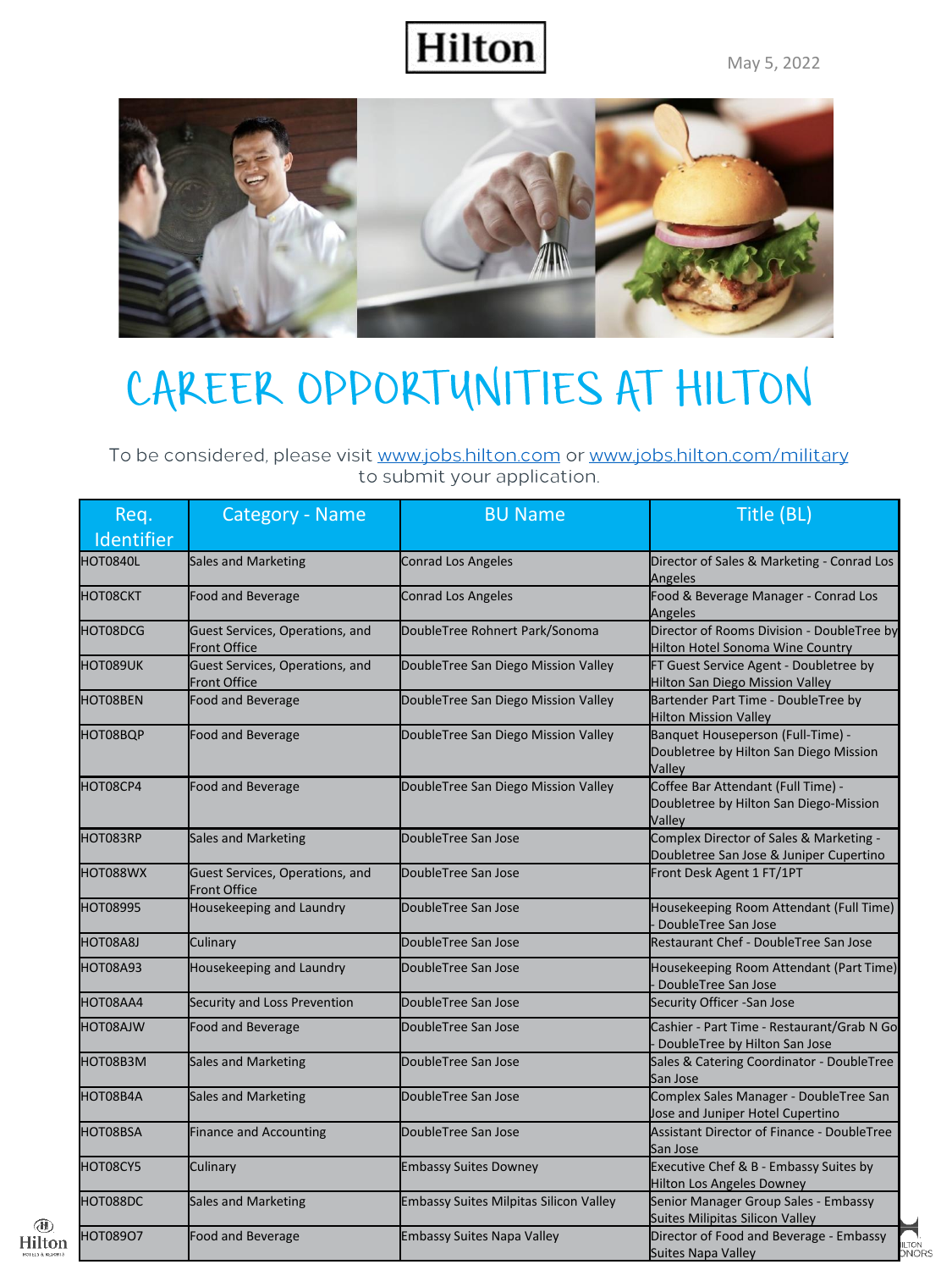Hilton

May 5, 2022

# CAREER OPPORTUNITIES AT HILTON

To be considered, please visit www.jobs.hilton.com or www.jobs.hilton.com/military to submit your application.

| Req. Identifier | Category - Name | BU Name | Title (BL) |
|---|---|---|---|
| HOT0840L | Sales and Marketing | Conrad Los Angeles | Director of Sales & Marketing - Conrad Los Angeles |
| HOT08CKT | Food and Beverage | Conrad Los Angeles | Food & Beverage Manager - Conrad Los Angeles |
| HOT08DCG | Guest Services, Operations, and Front Office | DoubleTree Rohnert Park/Sonoma | Director of Rooms Division - DoubleTree by Hilton Hotel Sonoma Wine Country |
| HOT089UK | Guest Services, Operations, and Front Office | DoubleTree San Diego Mission Valley | FT Guest Service Agent - Doubletree by Hilton San Diego Mission Valley |
| HOT08BEN | Food and Beverage | DoubleTree San Diego Mission Valley | Bartender Part Time - DoubleTree by Hilton Mission Valley |
| HOT08BQP | Food and Beverage | DoubleTree San Diego Mission Valley | Banquet Houseperson (Full-Time) - Doubletree by Hilton San Diego Mission Valley |
| HOT08CP4 | Food and Beverage | DoubleTree San Diego Mission Valley | Coffee Bar Attendant (Full Time) - Doubletree by Hilton San Diego-Mission Valley |
| HOT083RP | Sales and Marketing | DoubleTree San Jose | Complex Director of Sales & Marketing - Doubletree San Jose & Juniper Cupertino |
| HOT088WX | Guest Services, Operations, and Front Office | DoubleTree San Jose | Front Desk Agent 1 FT/1PT |
| HOT08995 | Housekeeping and Laundry | DoubleTree San Jose | Housekeeping Room Attendant (Full Time) - DoubleTree San Jose |
| HOT08A8J | Culinary | DoubleTree San Jose | Restaurant Chef - DoubleTree San Jose |
| HOT08A93 | Housekeeping and Laundry | DoubleTree San Jose | Housekeeping Room Attendant (Part Time) - DoubleTree San Jose |
| HOT08AA4 | Security and Loss Prevention | DoubleTree San Jose | Security Officer -San Jose |
| HOT08AJW | Food and Beverage | DoubleTree San Jose | Cashier - Part Time - Restaurant/Grab N Go - DoubleTree by Hilton San Jose |
| HOT08B3M | Sales and Marketing | DoubleTree San Jose | Sales & Catering Coordinator - DoubleTree San Jose |
| HOT08B4A | Sales and Marketing | DoubleTree San Jose | Complex Sales Manager - DoubleTree San Jose and Juniper Hotel Cupertino |
| HOT08BSA | Finance and Accounting | DoubleTree San Jose | Assistant Director of Finance - DoubleTree San Jose |
| HOT08CY5 | Culinary | Embassy Suites Downey | Executive Chef & B - Embassy Suites by Hilton Los Angeles Downey |
| HOT088DC | Sales and Marketing | Embassy Suites Milpitas Silicon Valley | Senior Manager Group Sales - Embassy Suites Milipitas Silicon Valley |
| HOT089O7 | Food and Beverage | Embassy Suites Napa Valley | Director of Food and Beverage - Embassy Suites Napa Valley |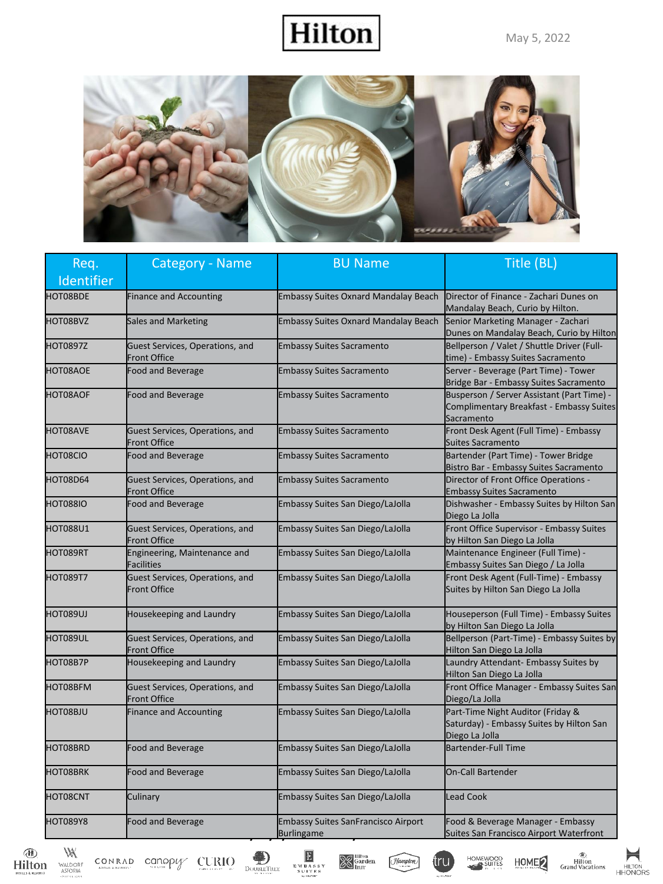Hilton

May 5, 2022

| Req. Identifier | Category - Name | BU Name | Title (BL) |
|---|---|---|---|
| HOT08BDE | Finance and Accounting | Embassy Suites Oxnard Mandalay Beach | Director of Finance - Zachari Dunes on Mandalay Beach, Curio by Hilton. |
| HOT08BVZ | Sales and Marketing | Embassy Suites Oxnard Mandalay Beach | Senior Marketing Manager - Zachari Dunes on Mandalay Beach, Curio by Hilton |
| HOT0897Z | Guest Services, Operations, and Front Office | Embassy Suites Sacramento | Bellperson / Valet / Shuttle Driver (Full-time) - Embassy Suites Sacramento |
| HOT08AOE | Food and Beverage | Embassy Suites Sacramento | Server - Beverage (Part Time) - Tower Bridge Bar - Embassy Suites Sacramento |
| HOT08AOF | Food and Beverage | Embassy Suites Sacramento | Busperson / Server Assistant (Part Time) - Complimentary Breakfast - Embassy Suites Sacramento |
| HOT08AVE | Guest Services, Operations, and Front Office | Embassy Suites Sacramento | Front Desk Agent (Full Time) - Embassy Suites Sacramento |
| HOT08CIO | Food and Beverage | Embassy Suites Sacramento | Bartender (Part Time) - Tower Bridge Bistro Bar - Embassy Suites Sacramento |
| HOT08D64 | Guest Services, Operations, and Front Office | Embassy Suites Sacramento | Director of Front Office Operations - Embassy Suites Sacramento |
| HOT088IO | Food and Beverage | Embassy Suites San Diego/LaJolla | Dishwasher - Embassy Suites by Hilton San Diego La Jolla |
| HOT088U1 | Guest Services, Operations, and Front Office | Embassy Suites San Diego/LaJolla | Front Office Supervisor - Embassy Suites by Hilton San Diego La Jolla |
| HOT089RT | Engineering, Maintenance and Facilities | Embassy Suites San Diego/LaJolla | Maintenance Engineer (Full Time) - Embassy Suites San Diego / La Jolla |
| HOT089T7 | Guest Services, Operations, and Front Office | Embassy Suites San Diego/LaJolla | Front Desk Agent (Full-Time) - Embassy Suites by Hilton San Diego La Jolla |
| HOT089UJ | Housekeeping and Laundry | Embassy Suites San Diego/LaJolla | Houseperson (Full Time) - Embassy Suites by Hilton San Diego La Jolla |
| HOT089UL | Guest Services, Operations, and Front Office | Embassy Suites San Diego/LaJolla | Bellperson (Part-Time) - Embassy Suites by Hilton San Diego La Jolla |
| HOT08B7P | Housekeeping and Laundry | Embassy Suites San Diego/LaJolla | Laundry Attendant- Embassy Suites by Hilton San Diego La Jolla |
| HOT08BFM | Guest Services, Operations, and Front Office | Embassy Suites San Diego/LaJolla | Front Office Manager - Embassy Suites San Diego/La Jolla |
| HOT08BJU | Finance and Accounting | Embassy Suites San Diego/LaJolla | Part-Time Night Auditor (Friday & Saturday) - Embassy Suites by Hilton San Diego La Jolla |
| HOT08BRD | Food and Beverage | Embassy Suites San Diego/LaJolla | Bartender-Full Time |
| HOT08BRK | Food and Beverage | Embassy Suites San Diego/LaJolla | On-Call Bartender |
| HOT08CNT | Culinary | Embassy Suites San Diego/LaJolla | Lead Cook |
| HOT089Y8 | Food and Beverage | Embassy Suites SanFrancisco Airport Burlingame | Food & Beverage Manager - Embassy Suites San Francisco Airport Waterfront |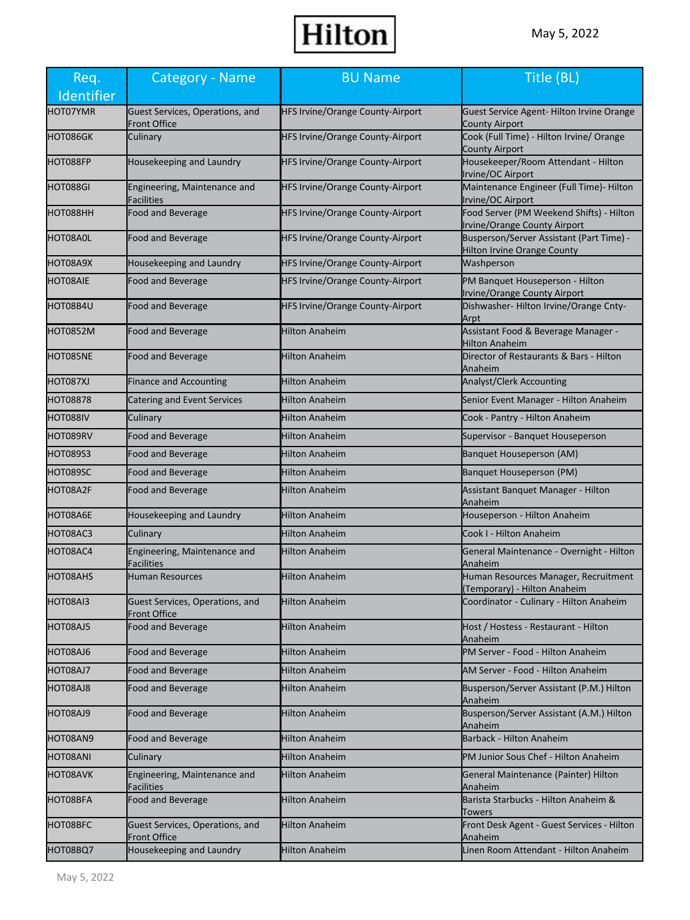| Req. Identifier | Category - Name | BU Name | Title (BL) |
|---|---|---|---|
| HOT07YMR | Guest Services, Operations, and Front Office | HFS Irvine/Orange County-Airport | Guest Service Agent- Hilton Irvine Orange County Airport |
| HOT086GK | Culinary | HFS Irvine/Orange County-Airport | Cook (Full Time) - Hilton Irvine/ Orange County Airport |
| HOT088FP | Housekeeping and Laundry | HFS Irvine/Orange County-Airport | Housekeeper/Room Attendant - Hilton Irvine/OC Airport |
| HOT088GI | Engineering, Maintenance and Facilities | HFS Irvine/Orange County-Airport | Maintenance Engineer (Full Time)- Hilton Irvine/OC Airport |
| HOT088HH | Food and Beverage | HFS Irvine/Orange County-Airport | Food Server (PM Weekend Shifts) - Hilton Irvine/Orange County Airport |
| HOT08A0L | Food and Beverage | HFS Irvine/Orange County-Airport | Busperson/Server Assistant (Part Time) - Hilton Irvine Orange County |
| HOT08A9X | Housekeeping and Laundry | HFS Irvine/Orange County-Airport | Washperson |
| HOT08AIE | Food and Beverage | HFS Irvine/Orange County-Airport | PM Banquet Houseperson - Hilton Irvine/Orange County Airport |
| HOT08B4U | Food and Beverage | HFS Irvine/Orange County-Airport | Dishwasher- Hilton Irvine/Orange Cnty-Arpt |
| HOT0852M | Food and Beverage | Hilton Anaheim | Assistant Food & Beverage Manager - Hilton Anaheim |
| HOT085NE | Food and Beverage | Hilton Anaheim | Director of Restaurants & Bars - Hilton Anaheim |
| HOT087XJ | Finance and Accounting | Hilton Anaheim | Analyst/Clerk Accounting |
| HOT08878 | Catering and Event Services | Hilton Anaheim | Senior Event Manager - Hilton Anaheim |
| HOT088IV | Culinary | Hilton Anaheim | Cook - Pantry - Hilton Anaheim |
| HOT089RV | Food and Beverage | Hilton Anaheim | Supervisor - Banquet Houseperson |
| HOT089S3 | Food and Beverage | Hilton Anaheim | Banquet Houseperson (AM) |
| HOT089SC | Food and Beverage | Hilton Anaheim | Banquet Houseperson (PM) |
| HOT08A2F | Food and Beverage | Hilton Anaheim | Assistant Banquet Manager - Hilton Anaheim |
| HOT08A6E | Housekeeping and Laundry | Hilton Anaheim | Houseperson - Hilton Anaheim |
| HOT08AC3 | Culinary | Hilton Anaheim | Cook I - Hilton Anaheim |
| HOT08AC4 | Engineering, Maintenance and Facilities | Hilton Anaheim | General Maintenance - Overnight - Hilton Anaheim |
| HOT08AHS | Human Resources | Hilton Anaheim | Human Resources Manager, Recruitment (Temporary) - Hilton Anaheim |
| HOT08AI3 | Guest Services, Operations, and Front Office | Hilton Anaheim | Coordinator - Culinary - Hilton Anaheim |
| HOT08AJ5 | Food and Beverage | Hilton Anaheim | Host / Hostess - Restaurant - Hilton Anaheim |
| HOT08AJ6 | Food and Beverage | Hilton Anaheim | PM Server - Food - Hilton Anaheim |
| HOT08AJ7 | Food and Beverage | Hilton Anaheim | AM Server - Food - Hilton Anaheim |
| HOT08AJ8 | Food and Beverage | Hilton Anaheim | Busperson/Server Assistant (P.M.) Hilton Anaheim |
| HOT08AJ9 | Food and Beverage | Hilton Anaheim | Busperson/Server Assistant (A.M.) Hilton Anaheim |
| HOT08AN9 | Food and Beverage | Hilton Anaheim | Barback - Hilton Anaheim |
| HOT08ANI | Culinary | Hilton Anaheim | PM Junior Sous Chef - Hilton Anaheim |
| HOT08AVK | Engineering, Maintenance and Facilities | Hilton Anaheim | General Maintenance (Painter) Hilton Anaheim |
| HOT08BFA | Food and Beverage | Hilton Anaheim | Barista Starbucks - Hilton Anaheim & Towers |
| HOT08BFC | Guest Services, Operations, and Front Office | Hilton Anaheim | Front Desk Agent - Guest Services - Hilton Anaheim |
| HOT08BQ7 | Housekeeping and Laundry | Hilton Anaheim | Linen Room Attendant - Hilton Anaheim |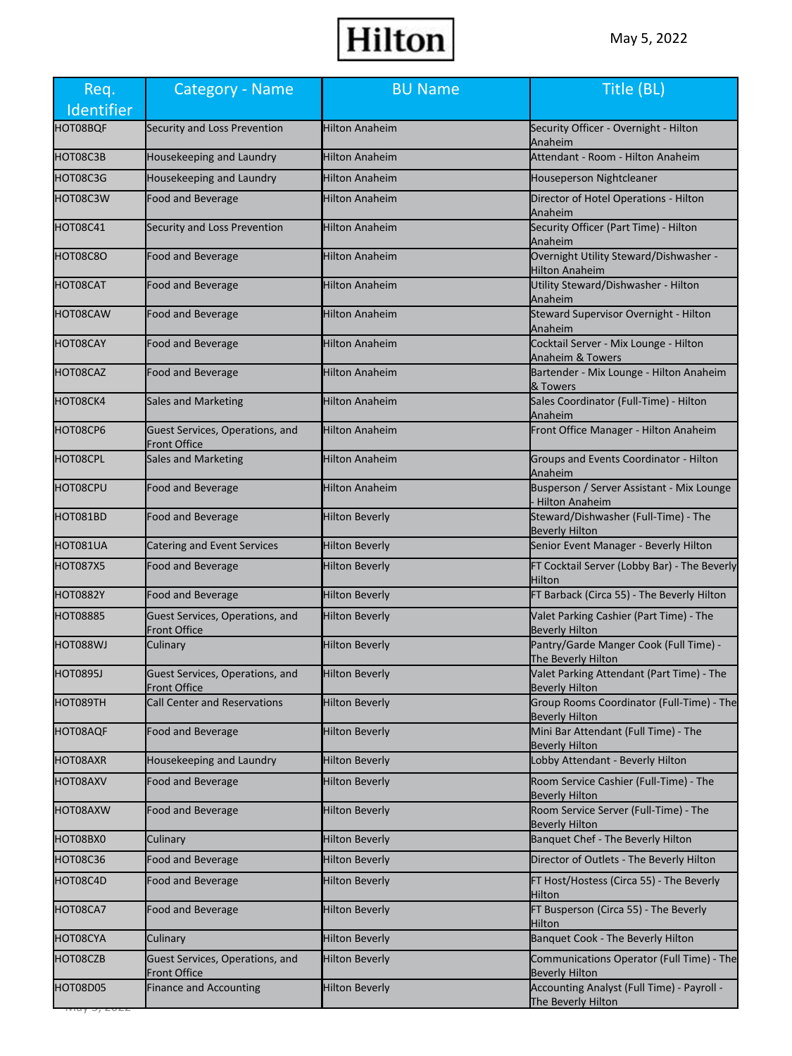| Req. Identifier | Category - Name | BU Name | Title (BL) |
|---|---|---|---|
| HOT08BQF | Security and Loss Prevention | Hilton Anaheim | Security Officer - Overnight - Hilton Anaheim |
| HOT08C3B | Housekeeping and Laundry | Hilton Anaheim | Attendant - Room - Hilton Anaheim |
| HOT08C3G | Housekeeping and Laundry | Hilton Anaheim | Houseperson Nightcleaner |
| HOT08C3W | Food and Beverage | Hilton Anaheim | Director of Hotel Operations - Hilton Anaheim |
| HOT08C41 | Security and Loss Prevention | Hilton Anaheim | Security Officer (Part Time) - Hilton Anaheim |
| HOT08C8O | Food and Beverage | Hilton Anaheim | Overnight Utility Steward/Dishwasher - Hilton Anaheim |
| HOT08CAT | Food and Beverage | Hilton Anaheim | Utility Steward/Dishwasher - Hilton Anaheim |
| HOT08CAW | Food and Beverage | Hilton Anaheim | Steward Supervisor Overnight - Hilton Anaheim |
| HOT08CAY | Food and Beverage | Hilton Anaheim | Cocktail Server - Mix Lounge - Hilton Anaheim & Towers |
| HOT08CAZ | Food and Beverage | Hilton Anaheim | Bartender - Mix Lounge - Hilton Anaheim & Towers |
| HOT08CK4 | Sales and Marketing | Hilton Anaheim | Sales Coordinator (Full-Time) - Hilton Anaheim |
| HOT08CP6 | Guest Services, Operations, and Front Office | Hilton Anaheim | Front Office Manager - Hilton Anaheim |
| HOT08CPL | Sales and Marketing | Hilton Anaheim | Groups and Events Coordinator - Hilton Anaheim |
| HOT08CPU | Food and Beverage | Hilton Anaheim | Busperson / Server Assistant - Mix Lounge - Hilton Anaheim |
| HOT081BD | Food and Beverage | Hilton Beverly | Steward/Dishwasher (Full-Time) - The Beverly Hilton |
| HOT081UA | Catering and Event Services | Hilton Beverly | Senior Event Manager - Beverly Hilton |
| HOT087X5 | Food and Beverage | Hilton Beverly | FT Cocktail Server (Lobby Bar) - The Beverly Hilton |
| HOT0882Y | Food and Beverage | Hilton Beverly | FT Barback (Circa 55) - The Beverly Hilton |
| HOT08885 | Guest Services, Operations, and Front Office | Hilton Beverly | Valet Parking Cashier (Part Time) - The Beverly Hilton |
| HOT088WJ | Culinary | Hilton Beverly | Pantry/Garde Manger Cook (Full Time) - The Beverly Hilton |
| HOT0895J | Guest Services, Operations, and Front Office | Hilton Beverly | Valet Parking Attendant (Part Time) - The Beverly Hilton |
| HOT089TH | Call Center and Reservations | Hilton Beverly | Group Rooms Coordinator (Full-Time) - The Beverly Hilton |
| HOT08AQF | Food and Beverage | Hilton Beverly | Mini Bar Attendant (Full Time) - The Beverly Hilton |
| HOT08AXR | Housekeeping and Laundry | Hilton Beverly | Lobby Attendant - Beverly Hilton |
| HOT08AXV | Food and Beverage | Hilton Beverly | Room Service Cashier (Full-Time) - The Beverly Hilton |
| HOT08AXW | Food and Beverage | Hilton Beverly | Room Service Server (Full-Time) - The Beverly Hilton |
| HOT08BX0 | Culinary | Hilton Beverly | Banquet Chef - The Beverly Hilton |
| HOT08C36 | Food and Beverage | Hilton Beverly | Director of Outlets - The Beverly Hilton |
| HOT08C4D | Food and Beverage | Hilton Beverly | FT Host/Hostess (Circa 55) - The Beverly Hilton |
| HOT08CA7 | Food and Beverage | Hilton Beverly | FT Busperson (Circa 55) - The Beverly Hilton |
| HOT08CYA | Culinary | Hilton Beverly | Banquet Cook - The Beverly Hilton |
| HOT08CZB | Guest Services, Operations, and Front Office | Hilton Beverly | Communications Operator (Full Time) - The Beverly Hilton |
| HOT08D05 | Finance and Accounting | Hilton Beverly | Accounting Analyst (Full Time) - Payroll - The Beverly Hilton |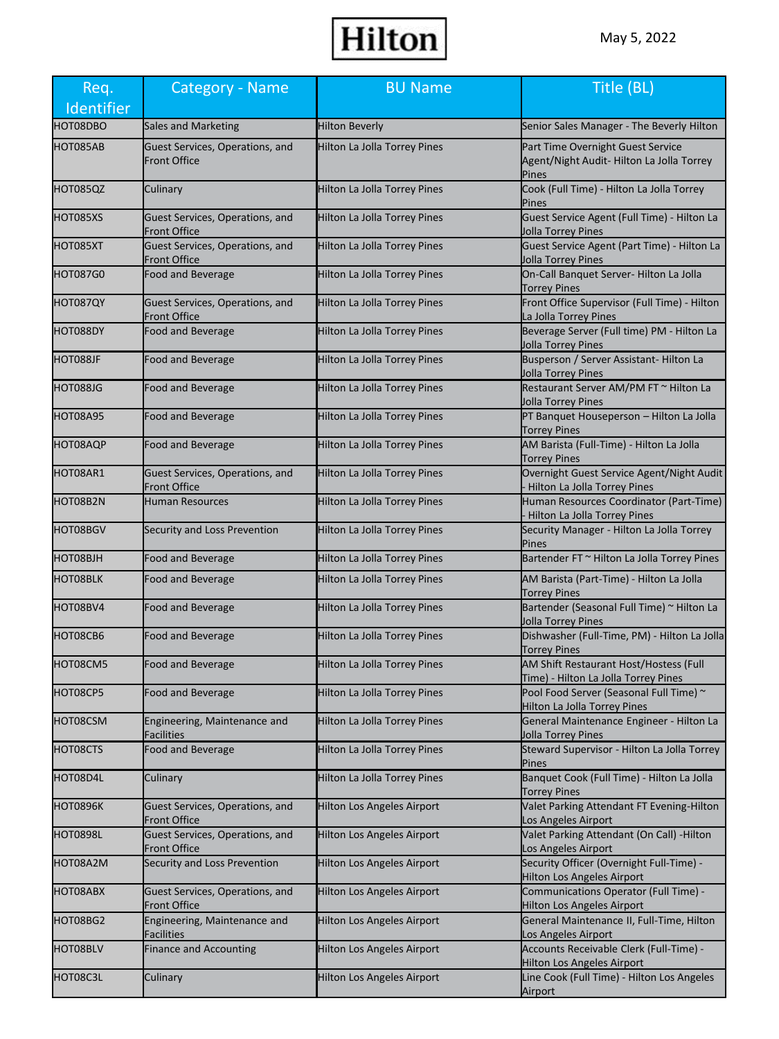Hilton

May 5, 2022

| Req. Identifier | Category - Name | BU Name | Title (BL) |
|---|---|---|---|
| HOT08DBO | Sales and Marketing | Hilton Beverly | Senior Sales Manager - The Beverly Hilton |
| HOT085AB | Guest Services, Operations, and Front Office | Hilton La Jolla Torrey Pines | Part Time Overnight Guest Service Agent/Night Audit- Hilton La Jolla Torrey Pines |
| HOT085QZ | Culinary | Hilton La Jolla Torrey Pines | Cook (Full Time) - Hilton La Jolla Torrey Pines |
| HOT085XS | Guest Services, Operations, and Front Office | Hilton La Jolla Torrey Pines | Guest Service Agent (Full Time) - Hilton La Jolla Torrey Pines |
| HOT085XT | Guest Services, Operations, and Front Office | Hilton La Jolla Torrey Pines | Guest Service Agent (Part Time) - Hilton La Jolla Torrey Pines |
| HOT087G0 | Food and Beverage | Hilton La Jolla Torrey Pines | On-Call Banquet Server- Hilton La Jolla Torrey Pines |
| HOT087QY | Guest Services, Operations, and Front Office | Hilton La Jolla Torrey Pines | Front Office Supervisor (Full Time) - Hilton La Jolla Torrey Pines |
| HOT088DY | Food and Beverage | Hilton La Jolla Torrey Pines | Beverage Server (Full time) PM - Hilton La Jolla Torrey Pines |
| HOT088JF | Food and Beverage | Hilton La Jolla Torrey Pines | Busperson / Server Assistant- Hilton La Jolla Torrey Pines |
| HOT088JG | Food and Beverage | Hilton La Jolla Torrey Pines | Restaurant Server AM/PM FT ~ Hilton La Jolla Torrey Pines |
| HOT08A95 | Food and Beverage | Hilton La Jolla Torrey Pines | PT Banquet Houseperson – Hilton La Jolla Torrey Pines |
| HOT08AQP | Food and Beverage | Hilton La Jolla Torrey Pines | AM Barista (Full-Time) - Hilton La Jolla Torrey Pines |
| HOT08AR1 | Guest Services, Operations, and Front Office | Hilton La Jolla Torrey Pines | Overnight Guest Service Agent/Night Audit - Hilton La Jolla Torrey Pines |
| HOT08B2N | Human Resources | Hilton La Jolla Torrey Pines | Human Resources Coordinator (Part-Time) - Hilton La Jolla Torrey Pines |
| HOT08BGV | Security and Loss Prevention | Hilton La Jolla Torrey Pines | Security Manager - Hilton La Jolla Torrey Pines |
| HOT08BJH | Food and Beverage | Hilton La Jolla Torrey Pines | Bartender FT ~ Hilton La Jolla Torrey Pines |
| HOT08BLK | Food and Beverage | Hilton La Jolla Torrey Pines | AM Barista (Part-Time) - Hilton La Jolla Torrey Pines |
| HOT08BV4 | Food and Beverage | Hilton La Jolla Torrey Pines | Bartender (Seasonal Full Time) ~ Hilton La Jolla Torrey Pines |
| HOT08CB6 | Food and Beverage | Hilton La Jolla Torrey Pines | Dishwasher (Full-Time, PM) - Hilton La Jolla Torrey Pines |
| HOT08CM5 | Food and Beverage | Hilton La Jolla Torrey Pines | AM Shift Restaurant Host/Hostess (Full Time) - Hilton La Jolla Torrey Pines |
| HOT08CP5 | Food and Beverage | Hilton La Jolla Torrey Pines | Pool Food Server (Seasonal Full Time) ~ Hilton La Jolla Torrey Pines |
| HOT08CSM | Engineering, Maintenance and Facilities | Hilton La Jolla Torrey Pines | General Maintenance Engineer - Hilton La Jolla Torrey Pines |
| HOT08CTS | Food and Beverage | Hilton La Jolla Torrey Pines | Steward Supervisor - Hilton La Jolla Torrey Pines |
| HOT08D4L | Culinary | Hilton La Jolla Torrey Pines | Banquet Cook (Full Time) - Hilton La Jolla Torrey Pines |
| HOT0896K | Guest Services, Operations, and Front Office | Hilton Los Angeles Airport | Valet Parking Attendant FT Evening-Hilton Los Angeles Airport |
| HOT0898L | Guest Services, Operations, and Front Office | Hilton Los Angeles Airport | Valet Parking Attendant (On Call) -Hilton Los Angeles Airport |
| HOT08A2M | Security and Loss Prevention | Hilton Los Angeles Airport | Security Officer (Overnight Full-Time) - Hilton Los Angeles Airport |
| HOT08ABX | Guest Services, Operations, and Front Office | Hilton Los Angeles Airport | Communications Operator (Full Time) - Hilton Los Angeles Airport |
| HOT08BG2 | Engineering, Maintenance and Facilities | Hilton Los Angeles Airport | General Maintenance II, Full-Time, Hilton Los Angeles Airport |
| HOT08BLV | Finance and Accounting | Hilton Los Angeles Airport | Accounts Receivable Clerk (Full-Time) - Hilton Los Angeles Airport |
| HOT08C3L | Culinary | Hilton Los Angeles Airport | Line Cook (Full Time) - Hilton Los Angeles Airport |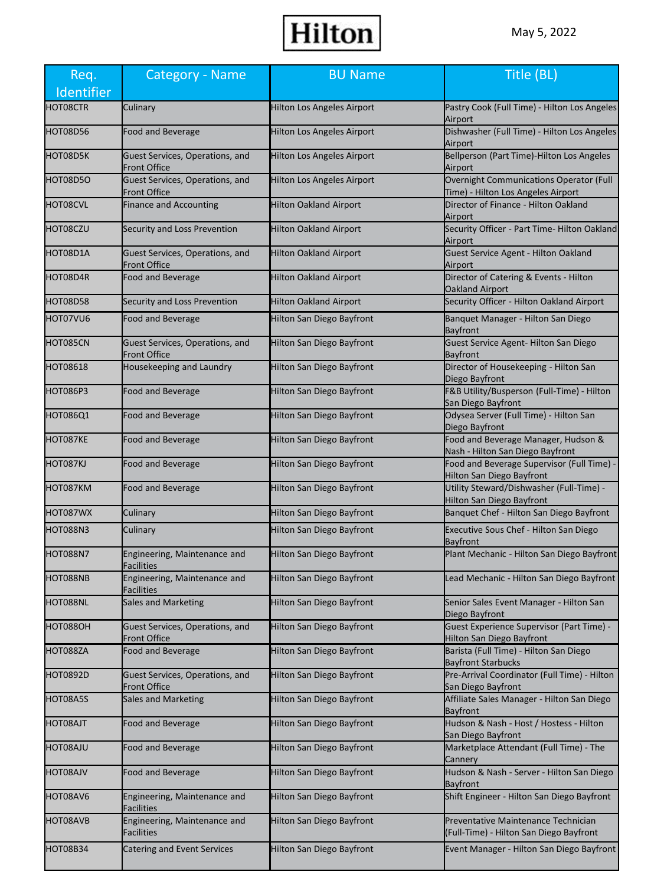Hilton

May 5, 2022

| Req. Identifier | Category - Name | BU Name | Title (BL) |
|---|---|---|---|
| HOT08CTR | Culinary | Hilton Los Angeles Airport | Pastry Cook (Full Time) - Hilton Los Angeles Airport |
| HOT08D56 | Food and Beverage | Hilton Los Angeles Airport | Dishwasher (Full Time) - Hilton Los Angeles Airport |
| HOT08D5K | Guest Services, Operations, and Front Office | Hilton Los Angeles Airport | Bellperson (Part Time)-Hilton Los Angeles Airport |
| HOT08D5O | Guest Services, Operations, and Front Office | Hilton Los Angeles Airport | Overnight Communications Operator (Full Time) - Hilton Los Angeles Airport |
| HOT08CVL | Finance and Accounting | Hilton Oakland Airport | Director of Finance - Hilton Oakland Airport |
| HOT08CZU | Security and Loss Prevention | Hilton Oakland Airport | Security Officer - Part Time- Hilton Oakland Airport |
| HOT08D1A | Guest Services, Operations, and Front Office | Hilton Oakland Airport | Guest Service Agent - Hilton Oakland Airport |
| HOT08D4R | Food and Beverage | Hilton Oakland Airport | Director of Catering & Events - Hilton Oakland Airport |
| HOT08D58 | Security and Loss Prevention | Hilton Oakland Airport | Security Officer - Hilton Oakland Airport |
| HOT07VU6 | Food and Beverage | Hilton San Diego Bayfront | Banquet Manager - Hilton San Diego Bayfront |
| HOT085CN | Guest Services, Operations, and Front Office | Hilton San Diego Bayfront | Guest Service Agent- Hilton San Diego Bayfront |
| HOT08618 | Housekeeping and Laundry | Hilton San Diego Bayfront | Director of Housekeeping - Hilton San Diego Bayfront |
| HOT086P3 | Food and Beverage | Hilton San Diego Bayfront | F&B Utility/Busperson (Full-Time) - Hilton San Diego Bayfront |
| HOT086Q1 | Food and Beverage | Hilton San Diego Bayfront | Odysea Server (Full Time) - Hilton San Diego Bayfront |
| HOT087KE | Food and Beverage | Hilton San Diego Bayfront | Food and Beverage Manager, Hudson & Nash - Hilton San Diego Bayfront |
| HOT087KJ | Food and Beverage | Hilton San Diego Bayfront | Food and Beverage Supervisor (Full Time) - Hilton San Diego Bayfront |
| HOT087KM | Food and Beverage | Hilton San Diego Bayfront | Utility Steward/Dishwasher (Full-Time) - Hilton San Diego Bayfront |
| HOT087WX | Culinary | Hilton San Diego Bayfront | Banquet Chef - Hilton San Diego Bayfront |
| HOT088N3 | Culinary | Hilton San Diego Bayfront | Executive Sous Chef - Hilton San Diego Bayfront |
| HOT088N7 | Engineering, Maintenance and Facilities | Hilton San Diego Bayfront | Plant Mechanic - Hilton San Diego Bayfront |
| HOT088NB | Engineering, Maintenance and Facilities | Hilton San Diego Bayfront | Lead Mechanic - Hilton San Diego Bayfront |
| HOT088NL | Sales and Marketing | Hilton San Diego Bayfront | Senior Sales Event Manager - Hilton San Diego Bayfront |
| HOT088OH | Guest Services, Operations, and Front Office | Hilton San Diego Bayfront | Guest Experience Supervisor (Part Time) - Hilton San Diego Bayfront |
| HOT088ZA | Food and Beverage | Hilton San Diego Bayfront | Barista (Full Time) - Hilton San Diego Bayfront Starbucks |
| HOT0892D | Guest Services, Operations, and Front Office | Hilton San Diego Bayfront | Pre-Arrival Coordinator (Full Time) - Hilton San Diego Bayfront |
| HOT08A5S | Sales and Marketing | Hilton San Diego Bayfront | Affiliate Sales Manager - Hilton San Diego Bayfront |
| HOT08AJT | Food and Beverage | Hilton San Diego Bayfront | Hudson & Nash - Host / Hostess - Hilton San Diego Bayfront |
| HOT08AJU | Food and Beverage | Hilton San Diego Bayfront | Marketplace Attendant (Full Time) - The Cannery |
| HOT08AJV | Food and Beverage | Hilton San Diego Bayfront | Hudson & Nash - Server - Hilton San Diego Bayfront |
| HOT08AV6 | Engineering, Maintenance and Facilities | Hilton San Diego Bayfront | Shift Engineer - Hilton San Diego Bayfront |
| HOT08AVB | Engineering, Maintenance and Facilities | Hilton San Diego Bayfront | Preventative Maintenance Technician (Full-Time) - Hilton San Diego Bayfront |
| HOT08B34 | Catering and Event Services | Hilton San Diego Bayfront | Event Manager - Hilton San Diego Bayfront |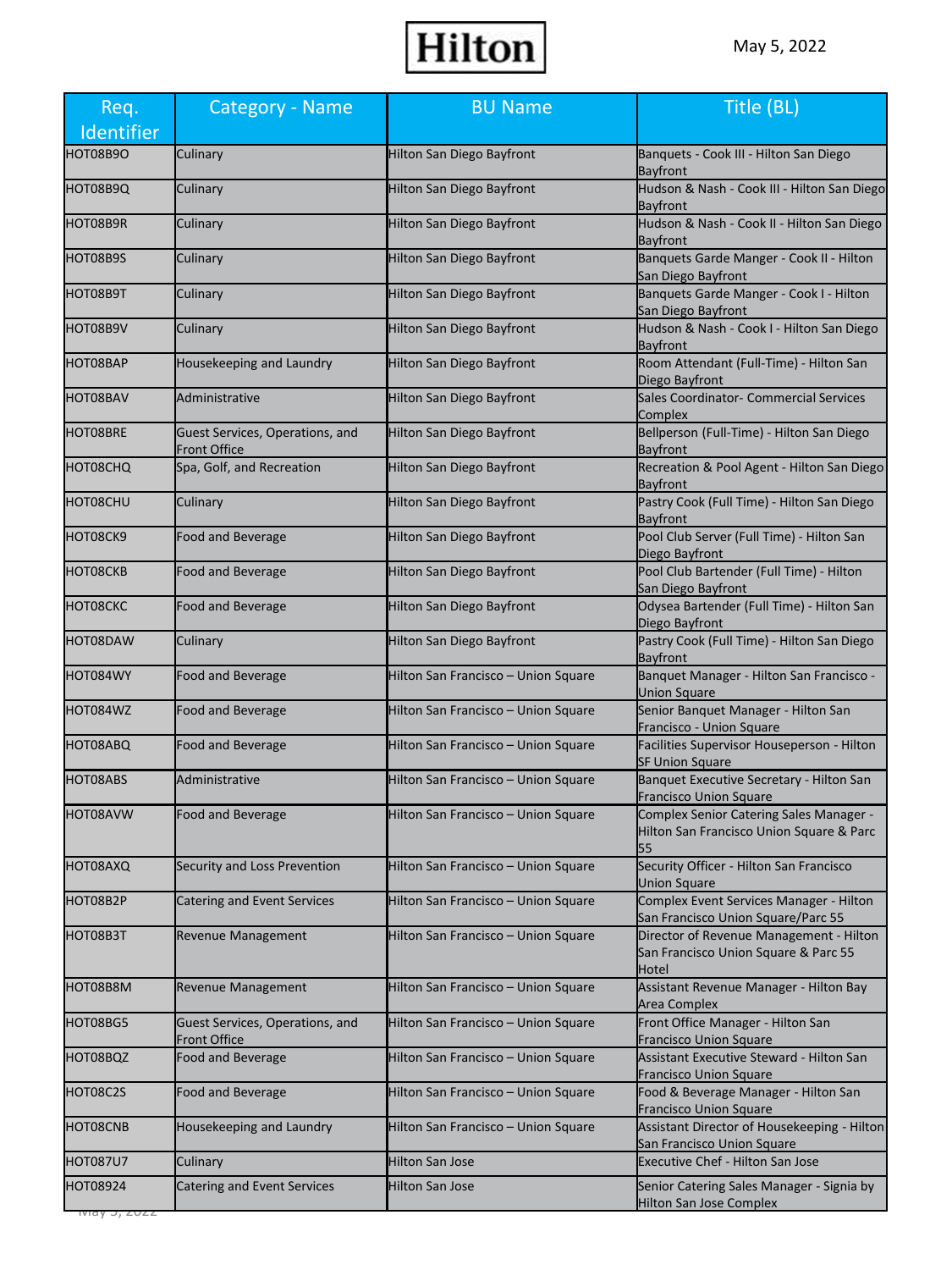| Req. Identifier | Category - Name | BU Name | Title (BL) |
|---|---|---|---|
| HOT08B9O | Culinary | Hilton San Diego Bayfront | Banquets - Cook III - Hilton San Diego Bayfront |
| HOT08B9Q | Culinary | Hilton San Diego Bayfront | Hudson & Nash - Cook III - Hilton San Diego Bayfront |
| HOT08B9R | Culinary | Hilton San Diego Bayfront | Hudson & Nash - Cook II - Hilton San Diego Bayfront |
| HOT08B9S | Culinary | Hilton San Diego Bayfront | Banquets Garde Manger - Cook II - Hilton San Diego Bayfront |
| HOT08B9T | Culinary | Hilton San Diego Bayfront | Banquets Garde Manger - Cook I - Hilton San Diego Bayfront |
| HOT08B9V | Culinary | Hilton San Diego Bayfront | Hudson & Nash - Cook I - Hilton San Diego Bayfront |
| HOT08BAP | Housekeeping and Laundry | Hilton San Diego Bayfront | Room Attendant (Full-Time) - Hilton San Diego Bayfront |
| HOT08BAV | Administrative | Hilton San Diego Bayfront | Sales Coordinator- Commercial Services Complex |
| HOT08BRE | Guest Services, Operations, and Front Office | Hilton San Diego Bayfront | Bellperson (Full-Time) - Hilton San Diego Bayfront |
| HOT08CHQ | Spa, Golf, and Recreation | Hilton San Diego Bayfront | Recreation & Pool Agent - Hilton San Diego Bayfront |
| HOT08CHU | Culinary | Hilton San Diego Bayfront | Pastry Cook (Full Time) - Hilton San Diego Bayfront |
| HOT08CK9 | Food and Beverage | Hilton San Diego Bayfront | Pool Club Server (Full Time) - Hilton San Diego Bayfront |
| HOT08CKB | Food and Beverage | Hilton San Diego Bayfront | Pool Club Bartender (Full Time) - Hilton San Diego Bayfront |
| HOT08CKC | Food and Beverage | Hilton San Diego Bayfront | Odysea Bartender (Full Time) - Hilton San Diego Bayfront |
| HOT08DAW | Culinary | Hilton San Diego Bayfront | Pastry Cook (Full Time) - Hilton San Diego Bayfront |
| HOT084WY | Food and Beverage | Hilton San Francisco – Union Square | Banquet Manager - Hilton San Francisco - Union Square |
| HOT084WZ | Food and Beverage | Hilton San Francisco – Union Square | Senior Banquet Manager - Hilton San Francisco - Union Square |
| HOT08ABQ | Food and Beverage | Hilton San Francisco – Union Square | Facilities Supervisor Houseperson - Hilton SF Union Square |
| HOT08ABS | Administrative | Hilton San Francisco – Union Square | Banquet Executive Secretary - Hilton San Francisco Union Square |
| HOT08AVW | Food and Beverage | Hilton San Francisco – Union Square | Complex Senior Catering Sales Manager - Hilton San Francisco Union Square & Parc 55 |
| HOT08AXQ | Security and Loss Prevention | Hilton San Francisco – Union Square | Security Officer - Hilton San Francisco Union Square |
| HOT08B2P | Catering and Event Services | Hilton San Francisco – Union Square | Complex Event Services Manager - Hilton San Francisco Union Square/Parc 55 |
| HOT08B3T | Revenue Management | Hilton San Francisco – Union Square | Director of Revenue Management - Hilton San Francisco Union Square & Parc 55 Hotel |
| HOT08B8M | Revenue Management | Hilton San Francisco – Union Square | Assistant Revenue Manager - Hilton Bay Area Complex |
| HOT08BG5 | Guest Services, Operations, and Front Office | Hilton San Francisco – Union Square | Front Office Manager - Hilton San Francisco Union Square |
| HOT08BQZ | Food and Beverage | Hilton San Francisco – Union Square | Assistant Executive Steward - Hilton San Francisco Union Square |
| HOT08C2S | Food and Beverage | Hilton San Francisco – Union Square | Food & Beverage Manager - Hilton San Francisco Union Square |
| HOT08CNB | Housekeeping and Laundry | Hilton San Francisco – Union Square | Assistant Director of Housekeeping - Hilton San Francisco Union Square |
| HOT087U7 | Culinary | Hilton San Jose | Executive Chef - Hilton San Jose |
| HOT08924 | Catering and Event Services | Hilton San Jose | Senior Catering Sales Manager - Signia by Hilton San Jose Complex |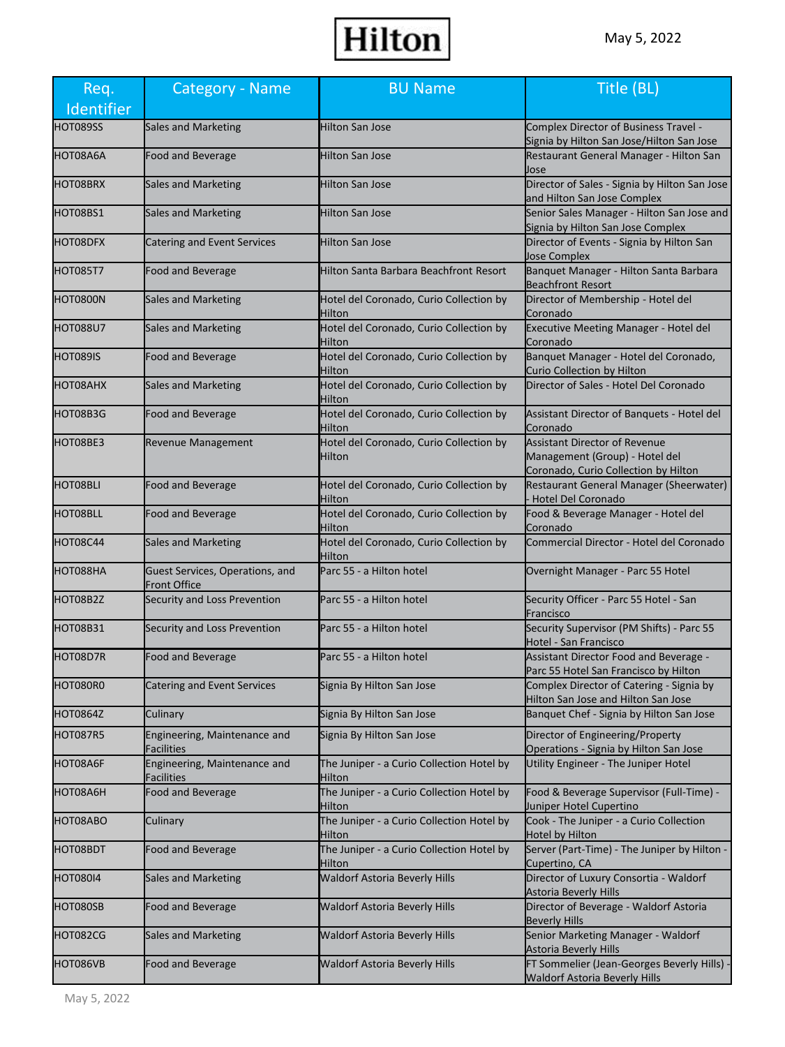| Req. Identifier | Category - Name | BU Name | Title (BL) |
| --- | --- | --- | --- |
| HOT089SS | Sales and Marketing | Hilton San Jose | Complex Director of Business Travel - Signia by Hilton San Jose/Hilton San Jose |
| HOT08A6A | Food and Beverage | Hilton San Jose | Restaurant General Manager - Hilton San Jose |
| HOT08BRX | Sales and Marketing | Hilton San Jose | Director of Sales - Signia by Hilton San Jose and Hilton San Jose Complex |
| HOT08BS1 | Sales and Marketing | Hilton San Jose | Senior Sales Manager - Hilton San Jose and Signia by Hilton San Jose Complex |
| HOT08DFX | Catering and Event Services | Hilton San Jose | Director of Events - Signia by Hilton San Jose Complex |
| HOT085T7 | Food and Beverage | Hilton Santa Barbara Beachfront Resort | Banquet Manager - Hilton Santa Barbara Beachfront Resort |
| HOT0800N | Sales and Marketing | Hotel del Coronado, Curio Collection by Hilton | Director of Membership - Hotel del Coronado |
| HOT088U7 | Sales and Marketing | Hotel del Coronado, Curio Collection by Hilton | Executive Meeting Manager - Hotel del Coronado |
| HOT089IS | Food and Beverage | Hotel del Coronado, Curio Collection by Hilton | Banquet Manager - Hotel del Coronado, Curio Collection by Hilton |
| HOT08AHX | Sales and Marketing | Hotel del Coronado, Curio Collection by Hilton | Director of Sales - Hotel Del Coronado |
| HOT08B3G | Food and Beverage | Hotel del Coronado, Curio Collection by Hilton | Assistant Director of Banquets - Hotel del Coronado |
| HOT08BE3 | Revenue Management | Hotel del Coronado, Curio Collection by Hilton | Assistant Director of Revenue Management (Group) - Hotel del Coronado, Curio Collection by Hilton |
| HOT08BLI | Food and Beverage | Hotel del Coronado, Curio Collection by Hilton | Restaurant General Manager (Sheerwater) - Hotel Del Coronado |
| HOT08BLL | Food and Beverage | Hotel del Coronado, Curio Collection by Hilton | Food & Beverage Manager - Hotel del Coronado |
| HOT08C44 | Sales and Marketing | Hotel del Coronado, Curio Collection by Hilton | Commercial Director - Hotel del Coronado |
| HOT088HA | Guest Services, Operations, and Front Office | Parc 55 - a Hilton hotel | Overnight Manager - Parc 55 Hotel |
| HOT08B2Z | Security and Loss Prevention | Parc 55 - a Hilton hotel | Security Officer - Parc 55 Hotel - San Francisco |
| HOT08B31 | Security and Loss Prevention | Parc 55 - a Hilton hotel | Security Supervisor (PM Shifts) - Parc 55 Hotel - San Francisco |
| HOT08D7R | Food and Beverage | Parc 55 - a Hilton hotel | Assistant Director Food and Beverage - Parc 55 Hotel San Francisco by Hilton |
| HOT080R0 | Catering and Event Services | Signia By Hilton San Jose | Complex Director of Catering - Signia by Hilton San Jose and Hilton San Jose |
| HOT0864Z | Culinary | Signia By Hilton San Jose | Banquet Chef - Signia by Hilton San Jose |
| HOT087R5 | Engineering, Maintenance and Facilities | Signia By Hilton San Jose | Director of Engineering/Property Operations - Signia by Hilton San Jose |
| HOT08A6F | Engineering, Maintenance and Facilities | The Juniper - a Curio Collection Hotel by Hilton | Utility Engineer - The Juniper Hotel |
| HOT08A6H | Food and Beverage | The Juniper - a Curio Collection Hotel by Hilton | Food & Beverage Supervisor (Full-Time) - Juniper Hotel Cupertino |
| HOT08ABO | Culinary | The Juniper - a Curio Collection Hotel by Hilton | Cook - The Juniper - a Curio Collection Hotel by Hilton |
| HOT08BDT | Food and Beverage | The Juniper - a Curio Collection Hotel by Hilton | Server (Part-Time) - The Juniper by Hilton - Cupertino, CA |
| HOT080I4 | Sales and Marketing | Waldorf Astoria Beverly Hills | Director of Luxury Consortia - Waldorf Astoria Beverly Hills |
| HOT080SB | Food and Beverage | Waldorf Astoria Beverly Hills | Director of Beverage - Waldorf Astoria Beverly Hills |
| HOT082CG | Sales and Marketing | Waldorf Astoria Beverly Hills | Senior Marketing Manager - Waldorf Astoria Beverly Hills |
| HOT086VB | Food and Beverage | Waldorf Astoria Beverly Hills | FT Sommelier (Jean-Georges Beverly Hills) - Waldorf Astoria Beverly Hills |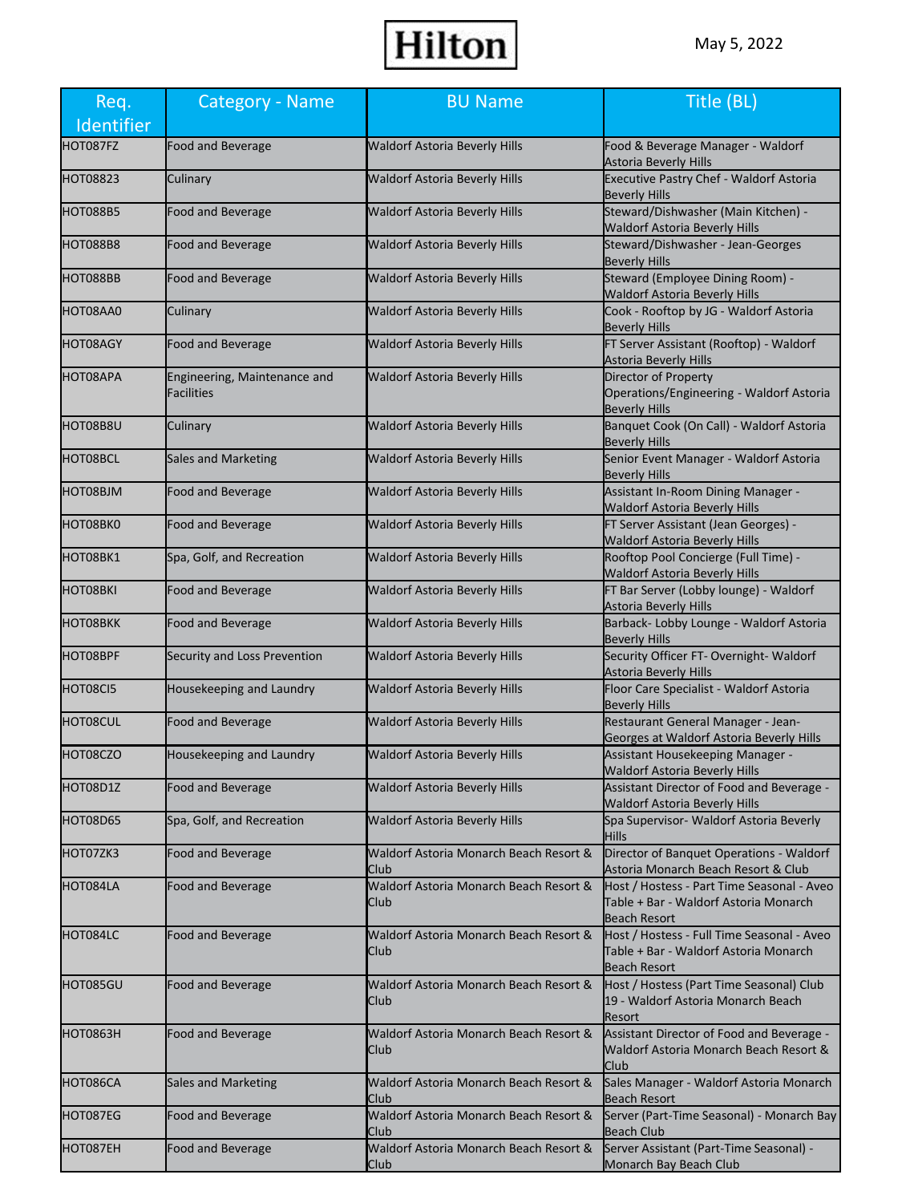Hilton

May 5, 2022

| Req. Identifier | Category - Name | BU Name | Title (BL) |
|---|---|---|---|
| HOT087FZ | Food and Beverage | Waldorf Astoria Beverly Hills | Food & Beverage Manager - Waldorf Astoria Beverly Hills |
| HOT08823 | Culinary | Waldorf Astoria Beverly Hills | Executive Pastry Chef - Waldorf Astoria Beverly Hills |
| HOT088B5 | Food and Beverage | Waldorf Astoria Beverly Hills | Steward/Dishwasher (Main Kitchen) - Waldorf Astoria Beverly Hills |
| HOT088B8 | Food and Beverage | Waldorf Astoria Beverly Hills | Steward/Dishwasher - Jean-Georges Beverly Hills |
| HOT088BB | Food and Beverage | Waldorf Astoria Beverly Hills | Steward (Employee Dining Room) - Waldorf Astoria Beverly Hills |
| HOT08AA0 | Culinary | Waldorf Astoria Beverly Hills | Cook - Rooftop by JG - Waldorf Astoria Beverly Hills |
| HOT08AGY | Food and Beverage | Waldorf Astoria Beverly Hills | FT Server Assistant (Rooftop) - Waldorf Astoria Beverly Hills |
| HOT08APA | Engineering, Maintenance and Facilities | Waldorf Astoria Beverly Hills | Director of Property Operations/Engineering - Waldorf Astoria Beverly Hills |
| HOT08B8U | Culinary | Waldorf Astoria Beverly Hills | Banquet Cook (On Call) - Waldorf Astoria Beverly Hills |
| HOT08BCL | Sales and Marketing | Waldorf Astoria Beverly Hills | Senior Event Manager - Waldorf Astoria Beverly Hills |
| HOT08BJM | Food and Beverage | Waldorf Astoria Beverly Hills | Assistant In-Room Dining Manager - Waldorf Astoria Beverly Hills |
| HOT08BK0 | Food and Beverage | Waldorf Astoria Beverly Hills | FT Server Assistant (Jean Georges) - Waldorf Astoria Beverly Hills |
| HOT08BK1 | Spa, Golf, and Recreation | Waldorf Astoria Beverly Hills | Rooftop Pool Concierge (Full Time) - Waldorf Astoria Beverly Hills |
| HOT08BKI | Food and Beverage | Waldorf Astoria Beverly Hills | FT Bar Server (Lobby lounge) - Waldorf Astoria Beverly Hills |
| HOT08BKK | Food and Beverage | Waldorf Astoria Beverly Hills | Barback- Lobby Lounge - Waldorf Astoria Beverly Hills |
| HOT08BPF | Security and Loss Prevention | Waldorf Astoria Beverly Hills | Security Officer FT- Overnight- Waldorf Astoria Beverly Hills |
| HOT08CI5 | Housekeeping and Laundry | Waldorf Astoria Beverly Hills | Floor Care Specialist - Waldorf Astoria Beverly Hills |
| HOT08CUL | Food and Beverage | Waldorf Astoria Beverly Hills | Restaurant General Manager - Jean-Georges at Waldorf Astoria Beverly Hills |
| HOT08CZO | Housekeeping and Laundry | Waldorf Astoria Beverly Hills | Assistant Housekeeping Manager - Waldorf Astoria Beverly Hills |
| HOT08D1Z | Food and Beverage | Waldorf Astoria Beverly Hills | Assistant Director of Food and Beverage - Waldorf Astoria Beverly Hills |
| HOT08D65 | Spa, Golf, and Recreation | Waldorf Astoria Beverly Hills | Spa Supervisor- Waldorf Astoria Beverly Hills |
| HOT07ZK3 | Food and Beverage | Waldorf Astoria Monarch Beach Resort & Club | Director of Banquet Operations - Waldorf Astoria Monarch Beach Resort & Club |
| HOT084LA | Food and Beverage | Waldorf Astoria Monarch Beach Resort & Club | Host / Hostess - Part Time Seasonal - Aveo Table + Bar - Waldorf Astoria Monarch Beach Resort |
| HOT084LC | Food and Beverage | Waldorf Astoria Monarch Beach Resort & Club | Host / Hostess - Full Time Seasonal - Aveo Table + Bar - Waldorf Astoria Monarch Beach Resort |
| HOT085GU | Food and Beverage | Waldorf Astoria Monarch Beach Resort & Club | Host / Hostess (Part Time Seasonal) Club 19 - Waldorf Astoria Monarch Beach Resort |
| HOT0863H | Food and Beverage | Waldorf Astoria Monarch Beach Resort & Club | Assistant Director of Food and Beverage - Waldorf Astoria Monarch Beach Resort & Club |
| HOT086CA | Sales and Marketing | Waldorf Astoria Monarch Beach Resort & Club | Sales Manager - Waldorf Astoria Monarch Beach Resort |
| HOT087EG | Food and Beverage | Waldorf Astoria Monarch Beach Resort & Club | Server (Part-Time Seasonal) - Monarch Bay Beach Club |
| HOT087EH | Food and Beverage | Waldorf Astoria Monarch Beach Resort & Club | Server Assistant (Part-Time Seasonal) - Monarch Bay Beach Club |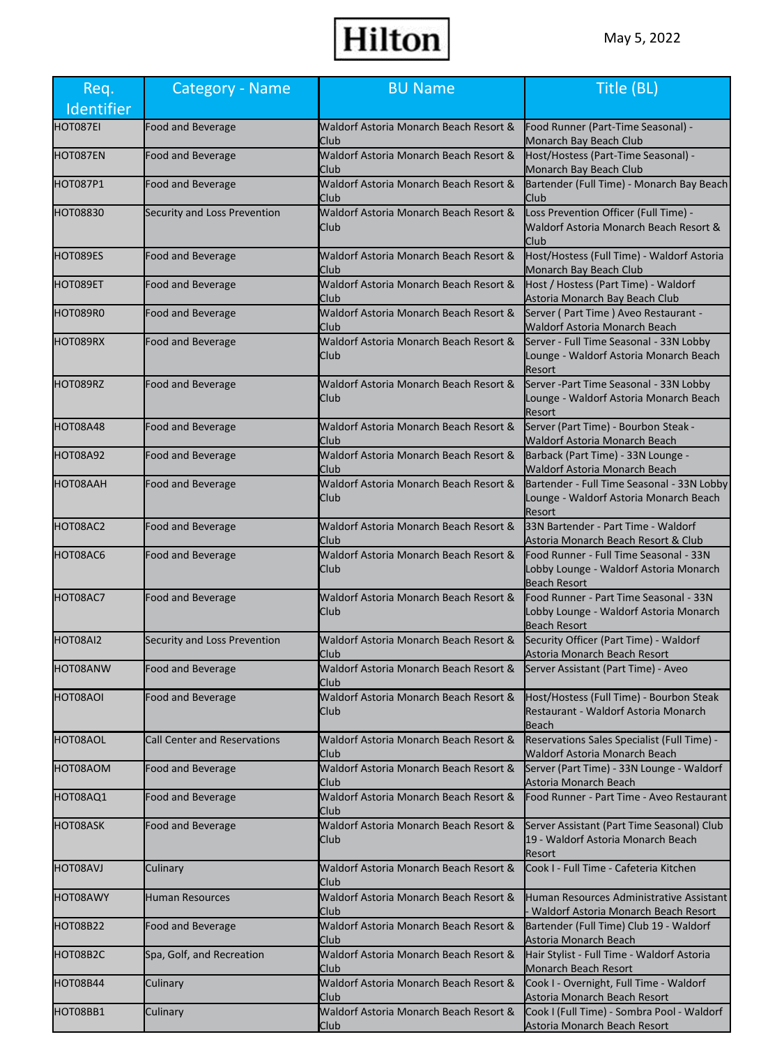Hilton

May 5, 2022

| Req. Identifier | Category - Name | BU Name | Title (BL) |
|---|---|---|---|
| HOT087EI | Food and Beverage | Waldorf Astoria Monarch Beach Resort & Club | Food Runner (Part-Time Seasonal) - Monarch Bay Beach Club |
| HOT087EN | Food and Beverage | Waldorf Astoria Monarch Beach Resort & Club | Host/Hostess (Part-Time Seasonal) - Monarch Bay Beach Club |
| HOT087P1 | Food and Beverage | Waldorf Astoria Monarch Beach Resort & Club | Bartender (Full Time) - Monarch Bay Beach Club |
| HOT08830 | Security and Loss Prevention | Waldorf Astoria Monarch Beach Resort & Club | Loss Prevention Officer (Full Time) - Waldorf Astoria Monarch Beach Resort & Club |
| HOT089ES | Food and Beverage | Waldorf Astoria Monarch Beach Resort & Club | Host/Hostess (Full Time) - Waldorf Astoria Monarch Bay Beach Club |
| HOT089ET | Food and Beverage | Waldorf Astoria Monarch Beach Resort & Club | Host / Hostess (Part Time) - Waldorf Astoria Monarch Bay Beach Club |
| HOT089R0 | Food and Beverage | Waldorf Astoria Monarch Beach Resort & Club | Server ( Part Time ) Aveo Restaurant - Waldorf Astoria Monarch Beach |
| HOT089RX | Food and Beverage | Waldorf Astoria Monarch Beach Resort & Club | Server - Full Time Seasonal - 33N Lobby Lounge - Waldorf Astoria Monarch Beach Resort |
| HOT089RZ | Food and Beverage | Waldorf Astoria Monarch Beach Resort & Club | Server -Part Time Seasonal - 33N Lobby Lounge - Waldorf Astoria Monarch Beach Resort |
| HOT08A48 | Food and Beverage | Waldorf Astoria Monarch Beach Resort & Club | Server (Part Time) - Bourbon Steak - Waldorf Astoria Monarch Beach |
| HOT08A92 | Food and Beverage | Waldorf Astoria Monarch Beach Resort & Club | Barback (Part Time) - 33N Lounge - Waldorf Astoria Monarch Beach |
| HOT08AAH | Food and Beverage | Waldorf Astoria Monarch Beach Resort & Club | Bartender - Full Time Seasonal - 33N Lobby Lounge - Waldorf Astoria Monarch Beach Resort |
| HOT08AC2 | Food and Beverage | Waldorf Astoria Monarch Beach Resort & Club | 33N Bartender - Part Time - Waldorf Astoria Monarch Beach Resort & Club |
| HOT08AC6 | Food and Beverage | Waldorf Astoria Monarch Beach Resort & Club | Food Runner - Full Time Seasonal - 33N Lobby Lounge - Waldorf Astoria Monarch Beach Resort |
| HOT08AC7 | Food and Beverage | Waldorf Astoria Monarch Beach Resort & Club | Food Runner - Part Time Seasonal - 33N Lobby Lounge - Waldorf Astoria Monarch Beach Resort |
| HOT08AI2 | Security and Loss Prevention | Waldorf Astoria Monarch Beach Resort & Club | Security Officer (Part Time) - Waldorf Astoria Monarch Beach Resort |
| HOT08ANW | Food and Beverage | Waldorf Astoria Monarch Beach Resort & Club | Server Assistant (Part Time) - Aveo |
| HOT08AOI | Food and Beverage | Waldorf Astoria Monarch Beach Resort & Club | Host/Hostess (Full Time) - Bourbon Steak Restaurant - Waldorf Astoria Monarch Beach |
| HOT08AOL | Call Center and Reservations | Waldorf Astoria Monarch Beach Resort & Club | Reservations Sales Specialist (Full Time) - Waldorf Astoria Monarch Beach |
| HOT08AOM | Food and Beverage | Waldorf Astoria Monarch Beach Resort & Club | Server (Part Time) - 33N Lounge - Waldorf Astoria Monarch Beach |
| HOT08AQ1 | Food and Beverage | Waldorf Astoria Monarch Beach Resort & Club | Food Runner - Part Time - Aveo Restaurant |
| HOT08ASK | Food and Beverage | Waldorf Astoria Monarch Beach Resort & Club | Server Assistant (Part Time Seasonal) Club 19 - Waldorf Astoria Monarch Beach Resort |
| HOT08AVJ | Culinary | Waldorf Astoria Monarch Beach Resort & Club | Cook I - Full Time - Cafeteria Kitchen |
| HOT08AWY | Human Resources | Waldorf Astoria Monarch Beach Resort & Club | Human Resources Administrative Assistant - Waldorf Astoria Monarch Beach Resort |
| HOT08B22 | Food and Beverage | Waldorf Astoria Monarch Beach Resort & Club | Bartender (Full Time) Club 19 - Waldorf Astoria Monarch Beach |
| HOT08B2C | Spa, Golf, and Recreation | Waldorf Astoria Monarch Beach Resort & Club | Hair Stylist - Full Time - Waldorf Astoria Monarch Beach Resort |
| HOT08B44 | Culinary | Waldorf Astoria Monarch Beach Resort & Club | Cook I - Overnight, Full Time - Waldorf Astoria Monarch Beach Resort |
| HOT08BB1 | Culinary | Waldorf Astoria Monarch Beach Resort & Club | Cook I (Full Time) - Sombra Pool - Waldorf Astoria Monarch Beach Resort |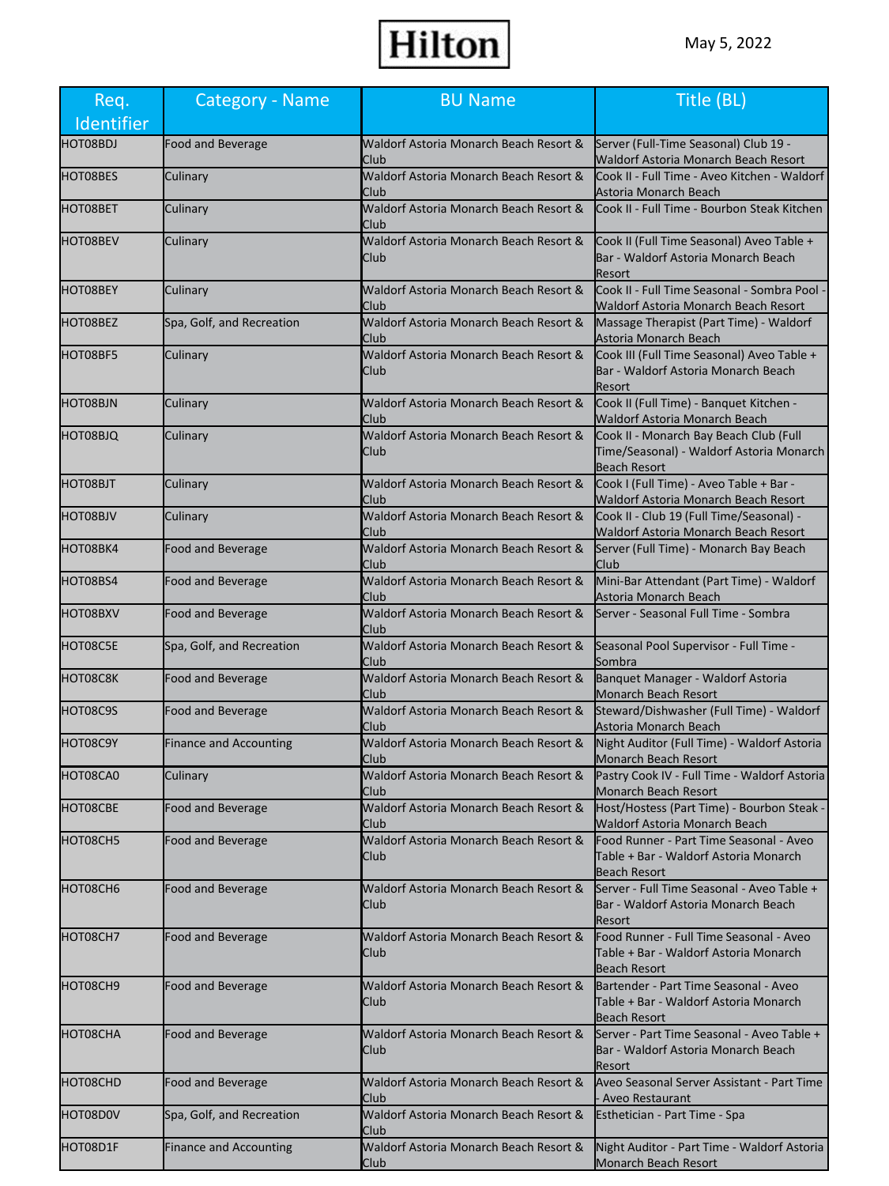Hilton

May 5, 2022

| Req. Identifier | Category - Name | BU Name | Title (BL) |
|---|---|---|---|
| HOT08BDJ | Food and Beverage | Waldorf Astoria Monarch Beach Resort & Club | Server (Full-Time Seasonal) Club 19 - Waldorf Astoria Monarch Beach Resort |
| HOT08BES | Culinary | Waldorf Astoria Monarch Beach Resort & Club | Cook II - Full Time - Aveo Kitchen - Waldorf Astoria Monarch Beach |
| HOT08BET | Culinary | Waldorf Astoria Monarch Beach Resort & Club | Cook II - Full Time - Bourbon Steak Kitchen |
| HOT08BEV | Culinary | Waldorf Astoria Monarch Beach Resort & Club | Cook II (Full Time Seasonal) Aveo Table + Bar - Waldorf Astoria Monarch Beach Resort |
| HOT08BEY | Culinary | Waldorf Astoria Monarch Beach Resort & Club | Cook II - Full Time Seasonal - Sombra Pool - Waldorf Astoria Monarch Beach Resort |
| HOT08BEZ | Spa, Golf, and Recreation | Waldorf Astoria Monarch Beach Resort & Club | Massage Therapist (Part Time) - Waldorf Astoria Monarch Beach |
| HOT08BF5 | Culinary | Waldorf Astoria Monarch Beach Resort & Club | Cook III (Full Time Seasonal) Aveo Table + Bar - Waldorf Astoria Monarch Beach Resort |
| HOT08BJN | Culinary | Waldorf Astoria Monarch Beach Resort & Club | Cook II (Full Time) - Banquet Kitchen - Waldorf Astoria Monarch Beach |
| HOT08BJQ | Culinary | Waldorf Astoria Monarch Beach Resort & Club | Cook II - Monarch Bay Beach Club (Full Time/Seasonal) - Waldorf Astoria Monarch Beach Resort |
| HOT08BJT | Culinary | Waldorf Astoria Monarch Beach Resort & Club | Cook I (Full Time) - Aveo Table + Bar - Waldorf Astoria Monarch Beach Resort |
| HOT08BJV | Culinary | Waldorf Astoria Monarch Beach Resort & Club | Cook II - Club 19 (Full Time/Seasonal) - Waldorf Astoria Monarch Beach Resort |
| HOT08BK4 | Food and Beverage | Waldorf Astoria Monarch Beach Resort & Club | Server (Full Time) - Monarch Bay Beach Club |
| HOT08BS4 | Food and Beverage | Waldorf Astoria Monarch Beach Resort & Club | Mini-Bar Attendant (Part Time) - Waldorf Astoria Monarch Beach |
| HOT08BXV | Food and Beverage | Waldorf Astoria Monarch Beach Resort & Club | Server - Seasonal Full Time - Sombra |
| HOT08C5E | Spa, Golf, and Recreation | Waldorf Astoria Monarch Beach Resort & Club | Seasonal Pool Supervisor - Full Time - Sombra |
| HOT08C8K | Food and Beverage | Waldorf Astoria Monarch Beach Resort & Club | Banquet Manager - Waldorf Astoria Monarch Beach Resort |
| HOT08C9S | Food and Beverage | Waldorf Astoria Monarch Beach Resort & Club | Steward/Dishwasher (Full Time) - Waldorf Astoria Monarch Beach |
| HOT08C9Y | Finance and Accounting | Waldorf Astoria Monarch Beach Resort & Club | Night Auditor (Full Time) - Waldorf Astoria Monarch Beach Resort |
| HOT08CA0 | Culinary | Waldorf Astoria Monarch Beach Resort & Club | Pastry Cook IV - Full Time - Waldorf Astoria Monarch Beach Resort |
| HOT08CBE | Food and Beverage | Waldorf Astoria Monarch Beach Resort & Club | Host/Hostess (Part Time) - Bourbon Steak - Waldorf Astoria Monarch Beach |
| HOT08CH5 | Food and Beverage | Waldorf Astoria Monarch Beach Resort & Club | Food Runner - Part Time Seasonal - Aveo Table + Bar - Waldorf Astoria Monarch Beach Resort |
| HOT08CH6 | Food and Beverage | Waldorf Astoria Monarch Beach Resort & Club | Server - Full Time Seasonal - Aveo Table + Bar - Waldorf Astoria Monarch Beach Resort |
| HOT08CH7 | Food and Beverage | Waldorf Astoria Monarch Beach Resort & Club | Food Runner - Full Time Seasonal - Aveo Table + Bar - Waldorf Astoria Monarch Beach Resort |
| HOT08CH9 | Food and Beverage | Waldorf Astoria Monarch Beach Resort & Club | Bartender - Part Time Seasonal - Aveo Table + Bar - Waldorf Astoria Monarch Beach Resort |
| HOT08CHA | Food and Beverage | Waldorf Astoria Monarch Beach Resort & Club | Server - Part Time Seasonal - Aveo Table + Bar - Waldorf Astoria Monarch Beach Resort |
| HOT08CHD | Food and Beverage | Waldorf Astoria Monarch Beach Resort & Club | Aveo Seasonal Server Assistant - Part Time - Aveo Restaurant |
| HOT08D0V | Spa, Golf, and Recreation | Waldorf Astoria Monarch Beach Resort & Club | Esthetician - Part Time - Spa |
| HOT08D1F | Finance and Accounting | Waldorf Astoria Monarch Beach Resort & Club | Night Auditor - Part Time - Waldorf Astoria Monarch Beach Resort |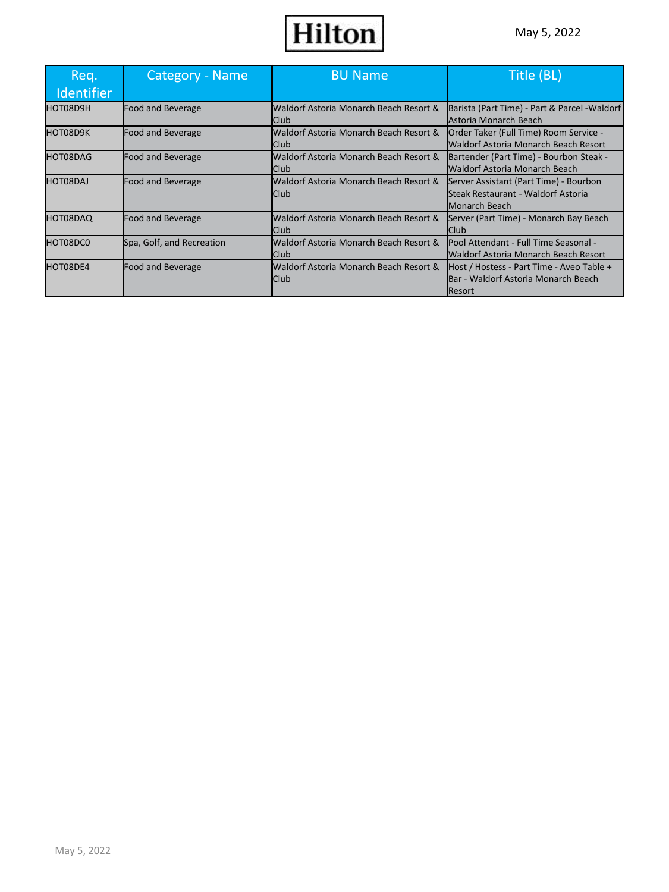Hilton

May 5, 2022

| Req. Identifier | Category - Name | BU Name | Title (BL) |
|---|---|---|---|
| HOT08D9H | Food and Beverage | Waldorf Astoria Monarch Beach Resort & Club | Barista (Part Time) - Part & Parcel -Waldorf Astoria Monarch Beach |
| HOT08D9K | Food and Beverage | Waldorf Astoria Monarch Beach Resort & Club | Order Taker (Full Time) Room Service - Waldorf Astoria Monarch Beach Resort |
| HOT08DAG | Food and Beverage | Waldorf Astoria Monarch Beach Resort & Club | Bartender (Part Time) - Bourbon Steak - Waldorf Astoria Monarch Beach |
| HOT08DAJ | Food and Beverage | Waldorf Astoria Monarch Beach Resort & Club | Server Assistant (Part Time) - Bourbon Steak Restaurant - Waldorf Astoria Monarch Beach |
| HOT08DAQ | Food and Beverage | Waldorf Astoria Monarch Beach Resort & Club | Server (Part Time) - Monarch Bay Beach Club |
| HOT08DC0 | Spa, Golf, and Recreation | Waldorf Astoria Monarch Beach Resort & Club | Pool Attendant - Full Time Seasonal - Waldorf Astoria Monarch Beach Resort |
| HOT08DE4 | Food and Beverage | Waldorf Astoria Monarch Beach Resort & Club | Host / Hostess - Part Time - Aveo Table + Bar - Waldorf Astoria Monarch Beach Resort |